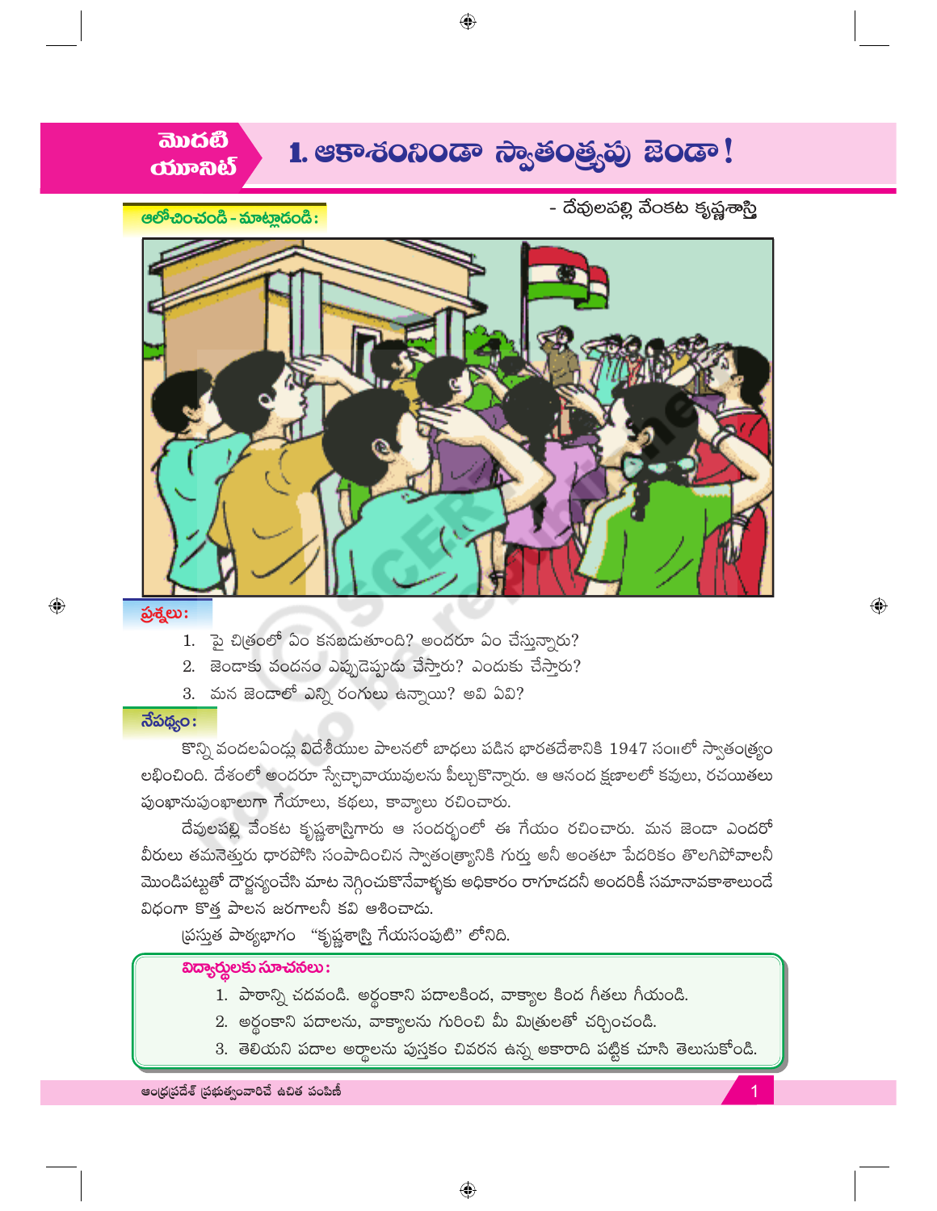మొదటి యూనిట్

# 1. ఆకాశంనిండా స్వాతంత్ర్యపు జెండా!

- దేవులపల్లి వేంకట కృష్ణశాస్త్రి

**ఆలోచించండి - మాట్లాడండి:**

**ప్రశ్నలు:**

1. పై చిత్రంలో ఏం కనబడుతూంది? అందరూ ఏం చేస్తున్నారు?
2. జెండాకు వందనం ఎప్పుడెప్పుడు చేస్తారు? ఎందుకు చేస్తారు?
3. మన జెండాలో ఎన్ని రంగులు ఉన్నాయి? అవి ఏవి?

**నేపథ్యం:**

కొన్ని వందలఏండ్లు విదేశీయుల పాలనలో బాధలు పడిన భారతదేశానికి 1947 సంIIలో స్వాతంత్ర్యం లభించింది. దేశంలో అందరూ స్వేచ్ఛావాయువులను పీల్చుకొన్నారు. ఆ ఆనంద క్షణాలలో కవులు, రచయితలు పుంఖానుపుంఖాలుగా గేయాలు, కథలు, కావ్యాలు రచించారు.

దేవులపల్లి వేంకట కృష్ణశాస్త్రిగారు ఆ సందర్భంలో ఈ గేయం రచించారు. మన జెండా ఎందరో వీరులు తమనెత్తురు ధారపోసి సంపాదించిన స్వాతంత్ర్యానికి గుర్తు అనీ అంతటా పేదరికం తొలగిపోవాలనీ మొండిపట్టుతో దౌర్జన్యంచేసి మాట నెగ్గించుకొనేవాళ్ళకు అధికారం రాగూడదనీ అందరికీ సమానావకాశాలుండే విధంగా కొత్త పాలన జరగాలనీ కవి ఆశించాడు.

ప్రస్తుత పాఠ్యభాగం "కృష్ణశాస్త్రి గేయసంపుటి" లోనిది.

**విద్యార్థులకు సూచనలు:**

1. పాఠాన్ని చదవండి. అర్థంకాని పదాలకింద, వాక్యాల కింద గీతలు గీయండి.
2. అర్థంకాని పదాలను, వాక్యాలను గురించి మీ మిత్రులతో చర్చించండి.
3. తెలియని పదాల అర్థాలను పుస్తకం చివరన ఉన్న అకారాది పట్టిక చూసి తెలుసుకోండి.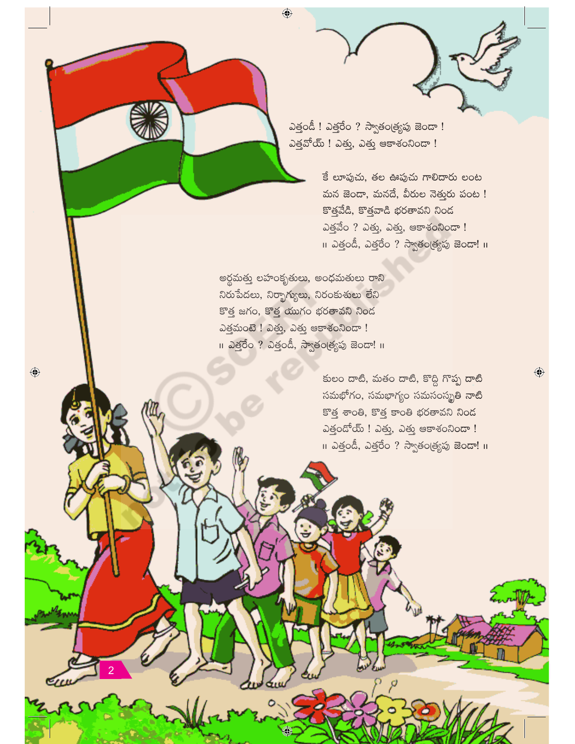ఎత్తండీ ! ఎత్తరేం ? స్వాతంత్ర్యపు జెండా !
ఎత్తవోయ్ ! ఎత్తు, ఎత్తు ఆకాశంనిండా !

కే లూపుచు, తల ఊపుచు గాలిదారు లంట
మన జెండా, మనదే, వీరుల నెత్తురు పంట !
కొత్తవేడి, కొత్తవాడి భరతావని నిండ
ఎత్తవేం ? ఎత్తు, ఎత్తు, ఆకాశంనిండా !
॥ ఎత్తండీ, ఎత్తరేం ? స్వాతంత్ర్యపు జెండా! ॥

అర్థమత్తు లహంకృతులు, అంధమతులు రాని
నిరుపేదలు, నిర్భాగ్యులు, నిరంకుశులు లేని
కొత్త జగం, కొత్త యుగం భరతావని నిండ
ఎత్తమంటె ! ఎత్తు, ఎత్తు ఆకాశంనిండా !
॥ ఎత్తరేం ? ఎత్తండీ, స్వాతంత్ర్యపు జెండా! ॥

కులం దాటి, మతం దాటి, కొద్ది గొప్ప దాటి
సమభోగం, సమభాగ్యం సమసంస్కృతి నాటి
కొత్త శాంతి, కొత్త కాంతి భరతావని నిండ
ఎత్తండోయ్ ! ఎత్తు, ఎత్తు ఆకాశంనిండా !
॥ ఎత్తండీ, ఎత్తరేం ? స్వాతంత్ర్యపు జెండా! ॥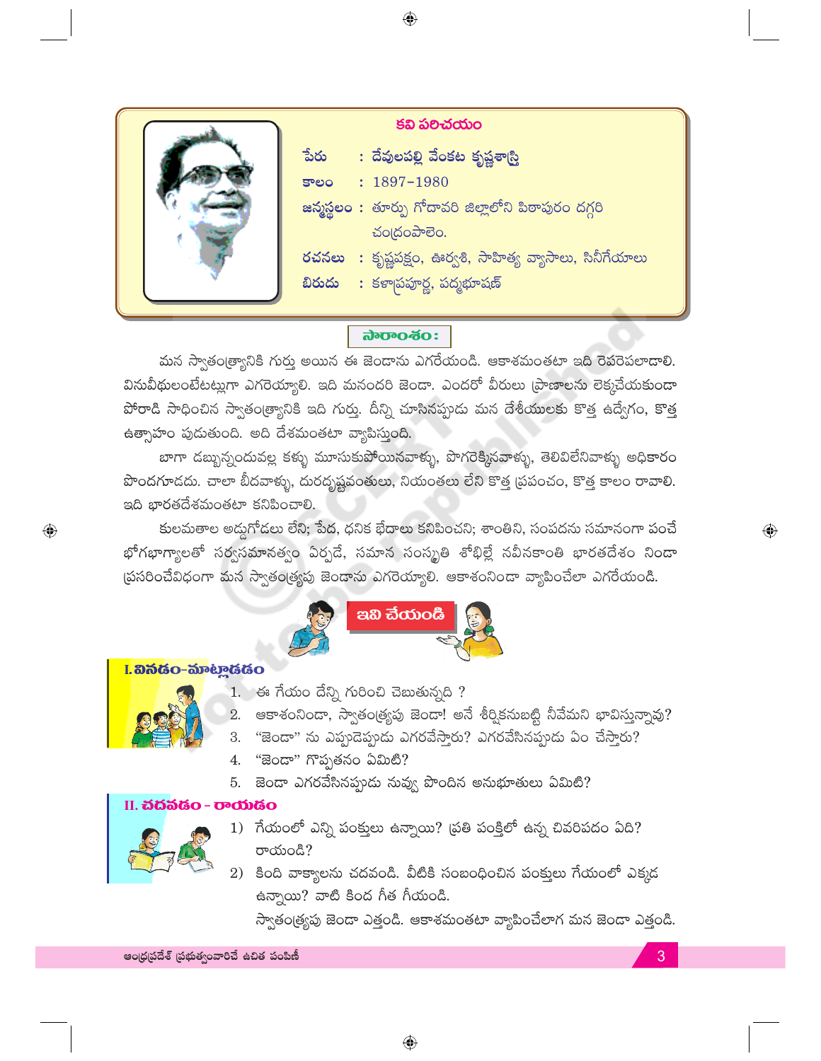## కవి పరిచయం

**పేరు** : దేవులపల్లి వేంకట కృష్ణశాస్త్రి

**కాలం** : 1897–1980

**జన్మస్థలం** : తూర్పు గోదావరి జిల్లాలోని పిఠాపురం దగ్గరి చంద్రంపాలెం.

**రచనలు** : కృష్ణపక్షం, ఊర్వశి, సాహిత్య వ్యాసాలు, సినీగేయాలు

**బిరుదు** : కళాప్రపూర్ణ, పద్మభూషణ్

### సారాంశం :

మన స్వాతంత్ర్యానికి గుర్తు అయిన ఈ జెండాను ఎగరేయండి. ఆకాశమంతటా ఇది రెపరెపలాడాలి. వినువీథులంటేటట్లుగా ఎగరెయ్యాలి. ఇది మనందరి జెండా. ఎందరో వీరులు ప్రాణాలను లెక్కచేయకుండా పోరాడి సాధించిన స్వాతంత్ర్యానికి ఇది గుర్తు. దీన్ని చూసినప్పుడు మన దేశీయులకు కొత్త ఉద్వేగం, కొత్త ఉత్సాహం పుడుతుంది. అది దేశమంతటా వ్యాపిస్తుంది.

బాగా డబ్బున్నందువల్ల కళ్ళు మూసుకుపోయినవాళ్ళు, పొగరెక్కినవాళ్ళు, తెలివిలేనివాళ్ళు అధికారం పొందగూడదు. చాలా బీదవాళ్ళు, దురదృష్టవంతులు, నియంతలు లేని కొత్త ప్రపంచం, కొత్త కాలం రావాలి. ఇది భారతదేశమంతటా కనిపించాలి.

కులమతాల అడ్డుగోడలు లేని; పేద, ధనిక భేదాలు కనిపించని; శాంతిని, సంపదను సమానంగా పంచే భోగభాగ్యాలతో సర్వసమానత్వం ఏర్పడే, సమాన సంస్కృతి శోభిల్లే నవీనకాంతి భారతదేశం నిండా ప్రసరించేవిధంగా మన స్వాతంత్ర్యపు జెండాను ఎగరెయ్యాలి. ఆకాశంనిండా వ్యాపించేలా ఎగరేయండి.

## ఇవి చేయండి

### I. వినడం–మాట్లాడడం

1. ఈ గేయం దేన్ని గురించి చెబుతున్నది ?
2. ఆకాశంనిండా, స్వాతంత్ర్యపు జెండా! అనే శీర్షికనుబట్టి నీవేమని భావిస్తున్నావు?
3. "జెండా" ను ఎప్పుడెప్పుడు ఎగరవేస్తారు? ఎగరవేసినప్పుడు ఏం చేస్తారు?
4. "జెండా" గొప్పతనం ఏమిటి?
5. జెండా ఎగరవేసినప్పుడు నువ్వు పొందిన అనుభూతులు ఏమిటి?

### II. చదవడం – రాయడం

1) గేయంలో ఎన్ని పంక్తులు ఉన్నాయి? ప్రతి పంక్తిలో ఉన్న చివరిపదం ఏది? రాయండి?

2) కింది వాక్యాలను చదవండి. వీటికి సంబంధించిన పంక్తులు గేయంలో ఎక్కడ ఉన్నాయి? వాటి కింద గీత గీయండి.

స్వాతంత్ర్యపు జెండా ఎత్తండి. ఆకాశమంతటా వ్యాపించేలాగ మన జెండా ఎత్తండి.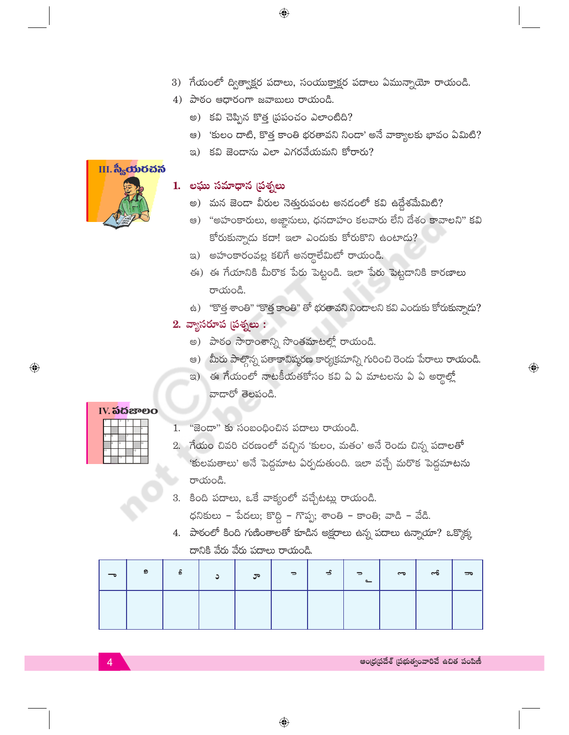3) గేయంలో ద్విత్వాక్షర పదాలు, సంయుక్తాక్షర పదాలు ఏమున్నాయో రాయండి.

4) పాఠం ఆధారంగా జవాబులు రాయండి.

అ) కవి చెప్పిన కొత్త ప్రపంచం ఎలాంటిది?

ఆ) 'కులం దాటి, కొత్త కాంతి భరతావని నిండా' అనే వాక్యాలకు భావం ఏమిటి?

ఇ) కవి జెండాను ఎలా ఎగరవేయమని కోరారు?

## III. స్వీయరచన

### 1. లఘు సమాధాన ప్రశ్నలు

అ) మన జెండా వీరుల నెత్తురుపంట అనడంలో కవి ఉద్దేశమేమిటి?

ఆ) "అహంకారులు, అజ్ఞానులు, ధనదాహం కలవారు లేని దేశం కావాలని" కవి కోరుకున్నాడు కదా! ఇలా ఎందుకు కోరుకొని ఉంటాడు?

ఇ) అహంకారంవల్ల కలిగే అనర్థాలేమిటో రాయండి.

ఈ) ఈ గేయానికి మీరొక పేరు పెట్టండి. ఇలా పేరు పెట్టడానికి కారణాలు రాయండి.

ఉ) "కొత్త శాంతి" "కొత్త కాంతి" తో భరతావని నిండాలని కవి ఎందుకు కోరుకున్నాడు?

### 2. వ్యాసరూప ప్రశ్నలు :

అ) పాఠం సారాంశాన్ని సొంతమాటల్లో రాయండి.

ఆ) మీరు పాల్గొన్న పతాకావిష్కరణ కార్యక్రమాన్ని గురించి రెండు పేరాలు రాయండి.

ఇ) ఈ గేయంలో నాటకీయతకోసం కవి ఏ ఏ మాటలను ఏ ఏ అర్థాల్లో వాడారో తెలపండి.

## IV. పదజాలం

1. "జెండా" కు సంబంధించిన పదాలు రాయండి.

2. గేయం చివరి చరణంలో వచ్చిన 'కులం, మతం' అనే రెండు చిన్న పదాలతో 'కులమతాలు' అనే పెద్దమాట ఏర్పడుతుంది. ఇలా వచ్చే మరొక పెద్దమాటను రాయండి.

3. కింది పదాలు, ఒకే వాక్యంలో వచ్చేటట్లు రాయండి.

ధనికులు – పేదలు; కొద్ది – గొప్ప; శాంతి – కాంతి; వాడి – వేడి.

4. పాఠంలో కింది గుణింతాలతో కూడిన అక్షరాలు ఉన్న పదాలు ఉన్నాయా? ఒక్కొక్క దానికి వేరు వేరు పదాలు రాయండి.

| ా | ి | ీ | ు | ూ | ె | ే | ై | ొ | ో | ౌ |
|---|---|---|---|---|---|---|---|---|---|---|
| | | | | | | | | | | |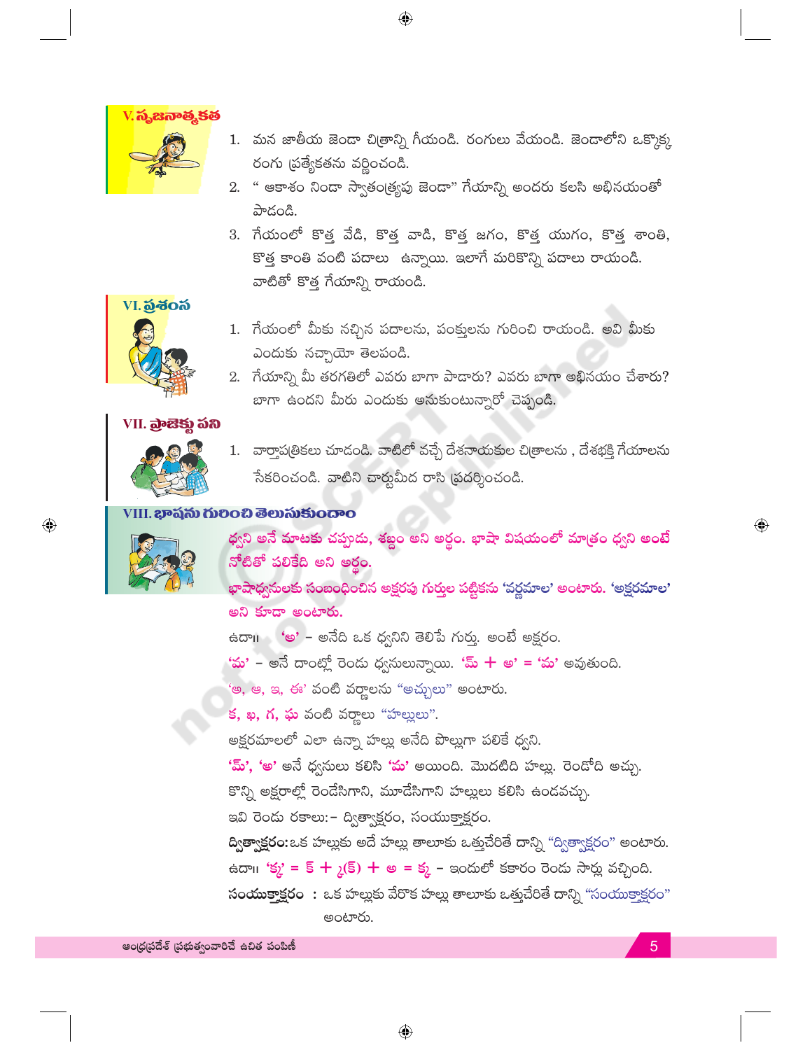## V. సృజనాత్మకత

1. మన జాతీయ జెండా చిత్రాన్ని గీయండి. రంగులు వేయండి. జెండాలోని ఒక్కొక్క రంగు ప్రత్యేకతను వర్ణించండి.
2. " ఆకాశం నిండా స్వాతంత్ర్యపు జెండా" గేయాన్ని అందరు కలసి అభినయంతో పాడండి.
3. గేయంలో కొత్త వేడి, కొత్త వాడి, కొత్త జగం, కొత్త యుగం, కొత్త శాంతి, కొత్త కాంతి వంటి పదాలు ఉన్నాయి. ఇలాగే మరికొన్ని పదాలు రాయండి. వాటితో కొత్త గేయాన్ని రాయండి.

## VI. ప్రశంస

1. గేయంలో మీకు నచ్చిన పదాలను, పంక్తులను గురించి రాయండి. అవి మీకు ఎందుకు నచ్చాయో తెలపండి.
2. గేయాన్ని మీ తరగతిలో ఎవరు బాగా పాడారు? ఎవరు బాగా అభినయం చేశారు? బాగా ఉందని మీరు ఎందుకు అనుకుంటున్నారో చెప్పండి.

## VII. ప్రాజెక్టు పని

1. వార్తాపత్రికలు చూడండి. వాటిలో వచ్చే దేశనాయకుల చిత్రాలను , దేశభక్తి గేయాలను సేకరించండి. వాటిని చార్టుమీద రాసి ప్రదర్శించండి.

## VIII. భాషను గురించి తెలుసుకుందాం

**ధ్వని అనే మాటకు చప్పుడు, శబ్దం అని అర్థం. భాషా విషయంలో మాత్రం ధ్వని అంటే నోటితో పలికేది అని అర్థం.**

**భాషాధ్వనులకు సంబంధించిన అక్షరపు గుర్తుల పట్టికను 'వర్ణమాల' అంటారు. 'అక్షరమాల' అని కూడా అంటారు.**

ఉదా॥ 'అ' – అనేది ఒక ధ్వనిని తెలిపే గుర్తు. అంటే అక్షరం.

'మ' – అనే దాంట్లో రెండు ధ్వనులున్నాయి. 'మ్ + అ' = 'మ' అవుతుంది.

'అ, ఆ, ఇ, ఈ' వంటి వర్ణాలను "అచ్చులు" అంటారు.

క, ఖ, గ, ఘ వంటి వర్ణాలు "హల్లులు".

అక్షరమాలలో ఎలా ఉన్నా హల్లు అనేది పొల్లుగా పలికే ధ్వని.

'మ్', 'అ' అనే ధ్వనులు కలిసి 'మ' అయింది. మొదటిది హల్లు. రెండోది అచ్చు.

కొన్ని అక్షరాల్లో రెండేసిగాని, మూడేసిగాని హల్లులు కలిసి ఉండవచ్చు.

ఇవి రెండు రకాలు:– ద్విత్వాక్షరం, సంయుక్తాక్షరం.

**ద్విత్వాక్షరం:** ఒక హల్లుకు అదే హల్లు తాలూకు ఒత్తుచేరితే దాన్ని "ద్విత్వాక్షరం" అంటారు.

ఉదా॥ 'క్క' = క్ + ్క(క్) + అ = క్క – ఇందులో కకారం రెండు సార్లు వచ్చింది.

**సంయుక్తాక్షరం** : ఒక హల్లుకు వేరొక హల్లు తాలూకు ఒత్తుచేరితే దాన్ని "సంయుక్తాక్షరం" అంటారు.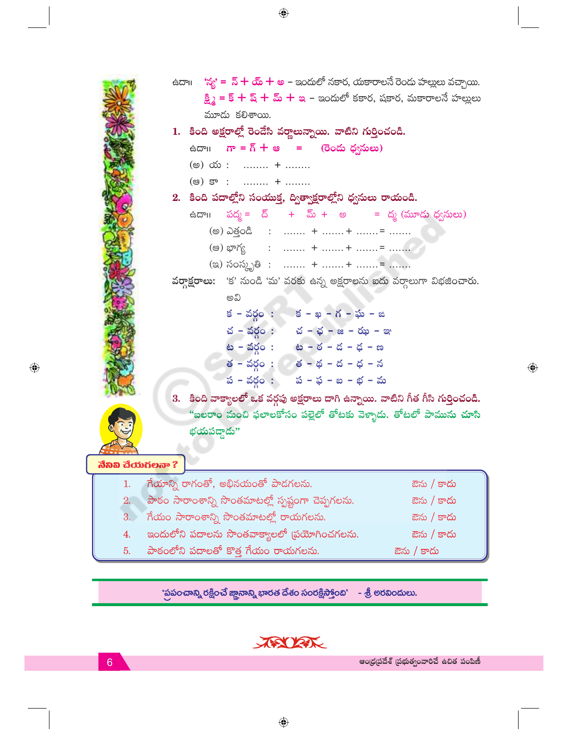ఉదా॥ 'న్య' = న్ + య్ + అ – ఇందులో నకార, యకారాలనే రెండు హల్లులు వచ్చాయి.

క్ష్మి = క్ + ష్ + మ్ + ఇ – ఇందులో కకార, షకార, మకారాలనే హల్లులు మూడు కలిశాయి.

**1. కింది అక్షరాల్లో రెండేసి వర్ణాలున్నాయి. వాటిని గుర్తించండి.**

ఉదా॥ గా = గ్ + ఆ = (రెండు ధ్వనులు)

(అ) య : ........ + ........

(ఆ) కా : ........ + ........

**2. కింది పదాల్లోని సంయుక్త, ద్విత్వాక్షరాల్లోని ధ్వనులు రాయండి.**

ఉదా॥ పద్మ = ద్ + మ్ + అ = ద్మ (మూడు ధ్వనులు)

(అ) ఎత్తండి : ....... + .......+ .......= .......

(ఆ) భాగ్య : ....... + .......+ .......= .......

(ఇ) సంస్కృతి : ....... + .......+ .......= .......

**వర్గాక్షరాలు:** 'క' నుండి 'మ' వరకు ఉన్న అక్షరాలను ఐదు వర్గాలుగా విభజించారు. అవి

క - వర్గం : క - ఖ - గ - ఘ - ఙ

చ - వర్గం : చ - ఛ - జ - ఝ - ఞ

ట - వర్గం : ట - ఠ - డ - ఢ - ణ

త - వర్గం : త - థ - ద - ధ - న

ప - వర్గం : ప - ఫ - బ - భ - మ

**3. కింది వాక్యాలలో ఒక వర్గపు అక్షరాలు దాగి ఉన్నాయి. వాటిని గీత గీసి గుర్తించండి.**

"బలరాం మంచి ఫలాలకోసం పల్లెలో తోటకు వెళ్ళాడు. తోటలో పామును చూసి భయపడ్డాడు"

## నేనివి చేయగలనా ?

| | | |
|---|---|---|
| 1. | గేయాన్ని రాగంతో, అభినయంతో పాడగలను. | ఔను / కాదు |
| 2. | పాఠం సారాంశాన్ని సొంతమాటల్లో స్పష్టంగా చెప్పగలను. | ఔను / కాదు |
| 3. | గేయం సారాంశాన్ని సొంతమాటల్లో రాయగలను. | ఔను / కాదు |
| 4. | ఇందులోని పదాలను సొంతవాక్యాలలో ప్రయోగించగలను. | ఔను / కాదు |
| 5. | పాఠంలోని పదాలతో కొత్త గేయం రాయగలను. | ఔను / కాదు |

'ప్రపంచాన్ని రక్షించే జ్ఞానాన్ని భారత దేశం సంరక్షిస్తోంది' - శ్రీ అరవిందులు.

ఆంధ్రప్రదేశ్ ప్రభుత్వంవారిచే ఉచిత పంపిణీ